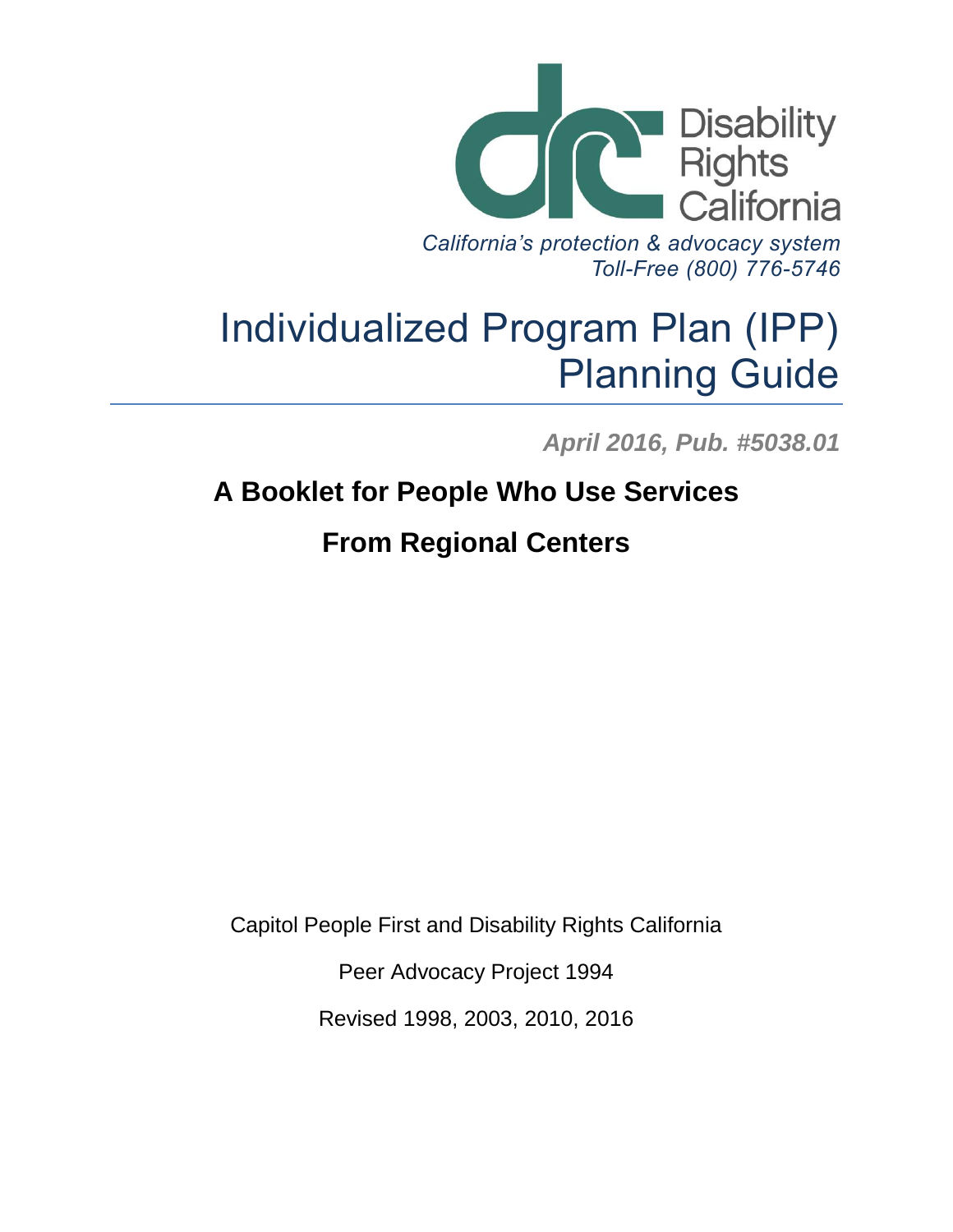Disability Rights California

*California's protection & advocacy system*
*Toll-Free (800) 776-5746*

# Individualized Program Plan (IPP) Planning Guide

***April 2016, Pub. #5038.01***

## A Booklet for People Who Use Services From Regional Centers

Capitol People First and Disability Rights California

Peer Advocacy Project 1994

Revised 1998, 2003, 2010, 2016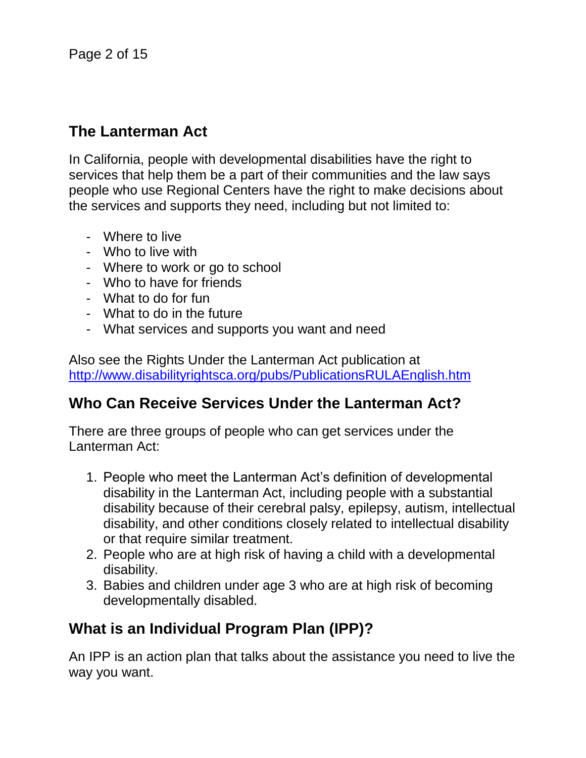## The Lanterman Act

In California, people with developmental disabilities have the right to services that help them be a part of their communities and the law says people who use Regional Centers have the right to make decisions about the services and supports they need, including but not limited to:

- Where to live
- Who to live with
- Where to work or go to school
- Who to have for friends
- What to do for fun
- What to do in the future
- What services and supports you want and need

Also see the Rights Under the Lanterman Act publication at http://www.disabilityrightsca.org/pubs/PublicationsRULAEnglish.htm

## Who Can Receive Services Under the Lanterman Act?

There are three groups of people who can get services under the Lanterman Act:

1. People who meet the Lanterman Act's definition of developmental disability in the Lanterman Act, including people with a substantial disability because of their cerebral palsy, epilepsy, autism, intellectual disability, and other conditions closely related to intellectual disability or that require similar treatment.
2. People who are at high risk of having a child with a developmental disability.
3. Babies and children under age 3 who are at high risk of becoming developmentally disabled.

## What is an Individual Program Plan (IPP)?

An IPP is an action plan that talks about the assistance you need to live the way you want.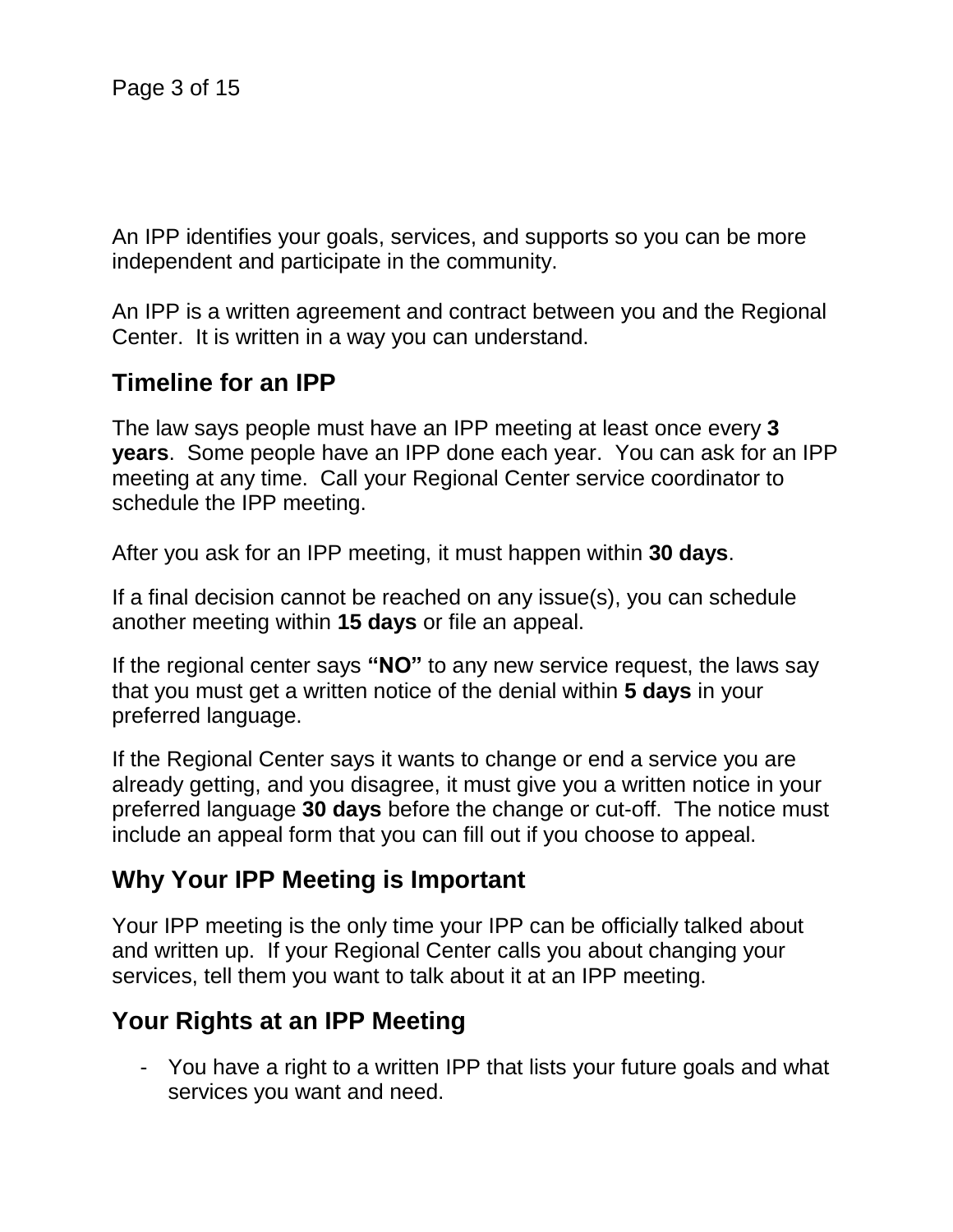An IPP identifies your goals, services, and supports so you can be more independent and participate in the community.

An IPP is a written agreement and contract between you and the Regional Center. It is written in a way you can understand.

## Timeline for an IPP

The law says people must have an IPP meeting at least once every **3 years**. Some people have an IPP done each year. You can ask for an IPP meeting at any time. Call your Regional Center service coordinator to schedule the IPP meeting.

After you ask for an IPP meeting, it must happen within **30 days**.

If a final decision cannot be reached on any issue(s), you can schedule another meeting within **15 days** or file an appeal.

If the regional center says **"NO"** to any new service request, the laws say that you must get a written notice of the denial within **5 days** in your preferred language.

If the Regional Center says it wants to change or end a service you are already getting, and you disagree, it must give you a written notice in your preferred language **30 days** before the change or cut-off. The notice must include an appeal form that you can fill out if you choose to appeal.

## Why Your IPP Meeting is Important

Your IPP meeting is the only time your IPP can be officially talked about and written up. If your Regional Center calls you about changing your services, tell them you want to talk about it at an IPP meeting.

## Your Rights at an IPP Meeting

- You have a right to a written IPP that lists your future goals and what services you want and need.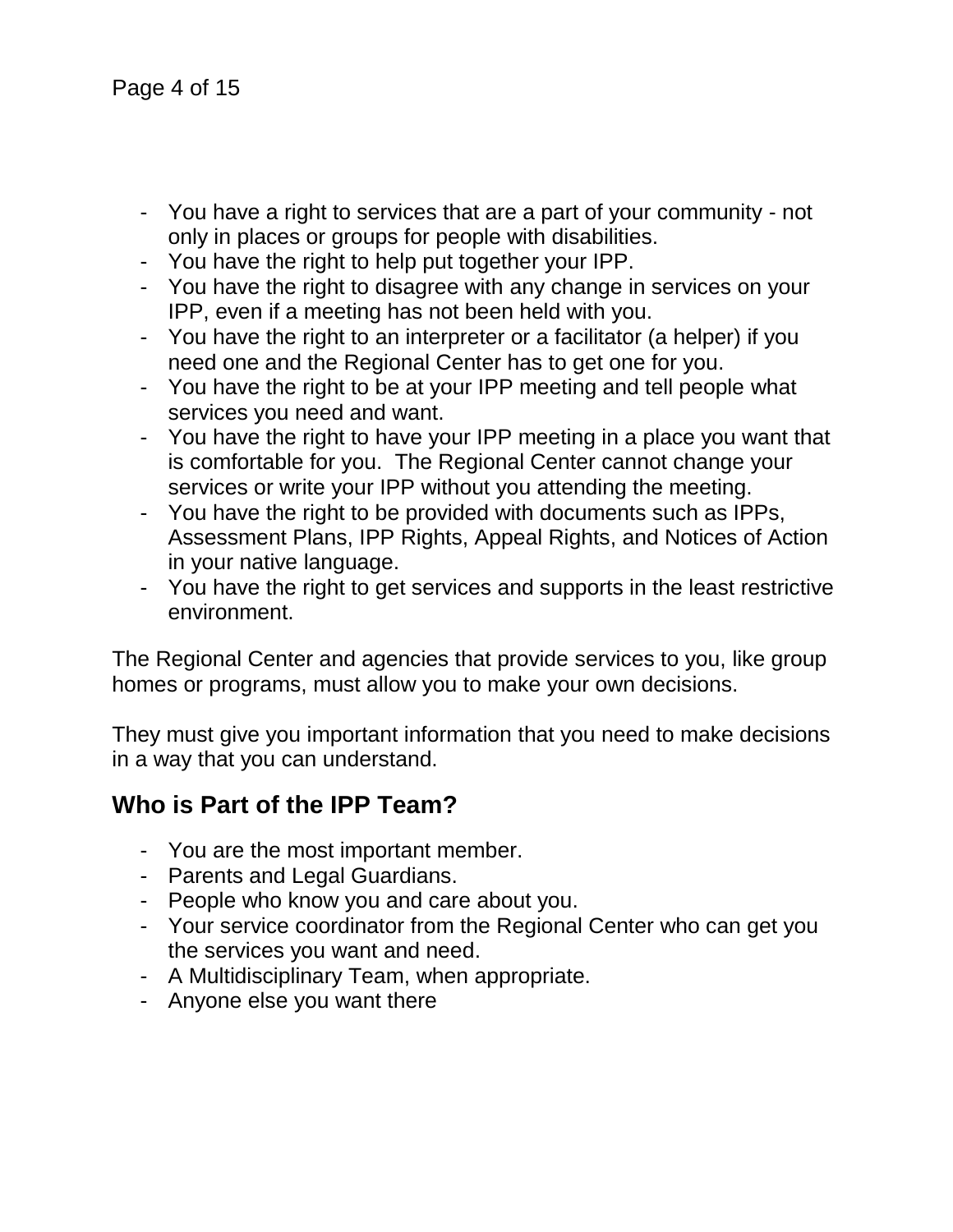- You have a right to services that are a part of your community - not only in places or groups for people with disabilities.
- You have the right to help put together your IPP.
- You have the right to disagree with any change in services on your IPP, even if a meeting has not been held with you.
- You have the right to an interpreter or a facilitator (a helper) if you need one and the Regional Center has to get one for you.
- You have the right to be at your IPP meeting and tell people what services you need and want.
- You have the right to have your IPP meeting in a place you want that is comfortable for you. The Regional Center cannot change your services or write your IPP without you attending the meeting.
- You have the right to be provided with documents such as IPPs, Assessment Plans, IPP Rights, Appeal Rights, and Notices of Action in your native language.
- You have the right to get services and supports in the least restrictive environment.

The Regional Center and agencies that provide services to you, like group homes or programs, must allow you to make your own decisions.

They must give you important information that you need to make decisions in a way that you can understand.

## Who is Part of the IPP Team?

- You are the most important member.
- Parents and Legal Guardians.
- People who know you and care about you.
- Your service coordinator from the Regional Center who can get you the services you want and need.
- A Multidisciplinary Team, when appropriate.
- Anyone else you want there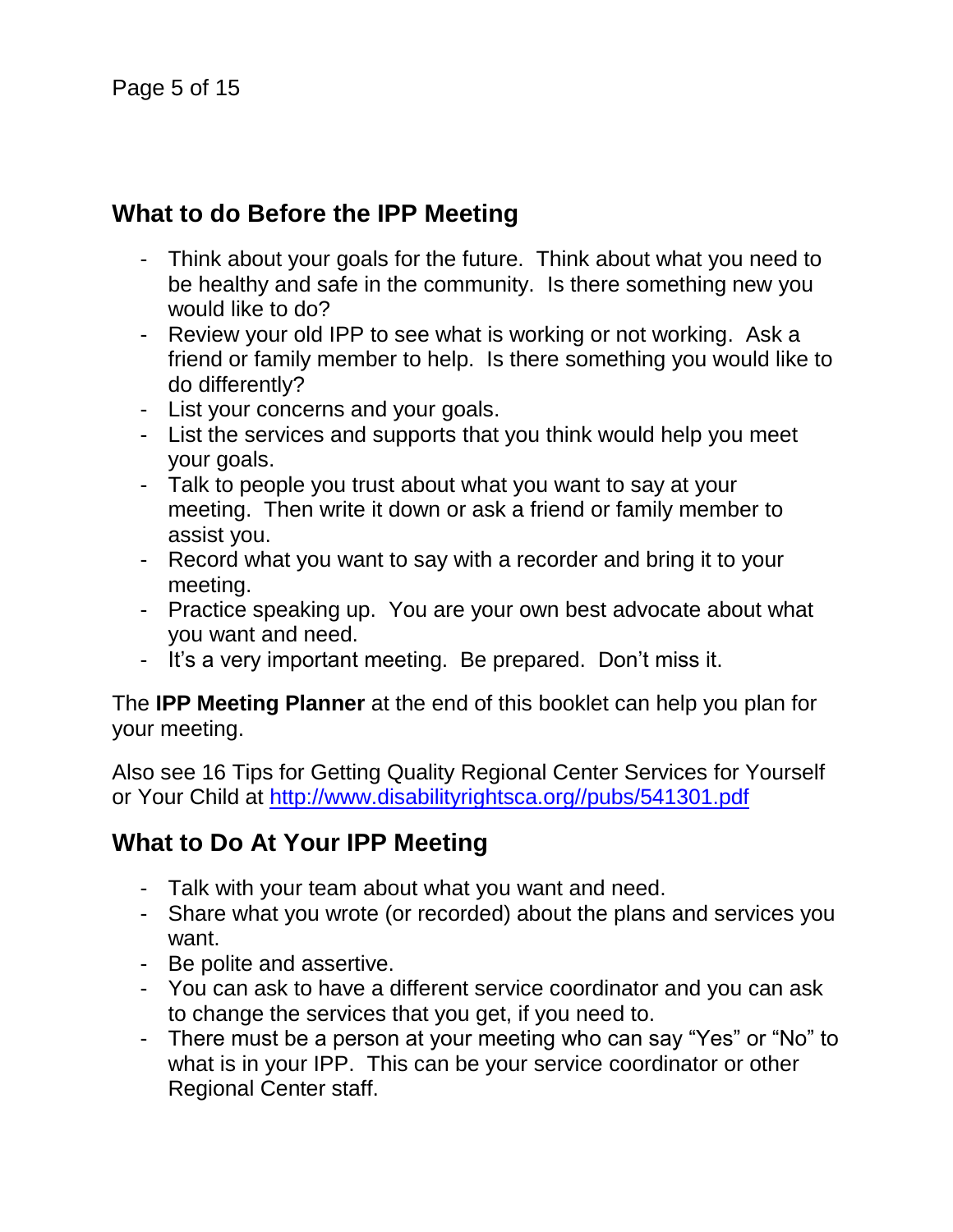## What to do Before the IPP Meeting

- Think about your goals for the future. Think about what you need to be healthy and safe in the community. Is there something new you would like to do?
- Review your old IPP to see what is working or not working. Ask a friend or family member to help. Is there something you would like to do differently?
- List your concerns and your goals.
- List the services and supports that you think would help you meet your goals.
- Talk to people you trust about what you want to say at your meeting. Then write it down or ask a friend or family member to assist you.
- Record what you want to say with a recorder and bring it to your meeting.
- Practice speaking up. You are your own best advocate about what you want and need.
- It's a very important meeting. Be prepared. Don't miss it.

The **IPP Meeting Planner** at the end of this booklet can help you plan for your meeting.

Also see 16 Tips for Getting Quality Regional Center Services for Yourself or Your Child at http://www.disabilityrightsca.org//pubs/541301.pdf

## What to Do At Your IPP Meeting

- Talk with your team about what you want and need.
- Share what you wrote (or recorded) about the plans and services you want.
- Be polite and assertive.
- You can ask to have a different service coordinator and you can ask to change the services that you get, if you need to.
- There must be a person at your meeting who can say "Yes" or "No" to what is in your IPP. This can be your service coordinator or other Regional Center staff.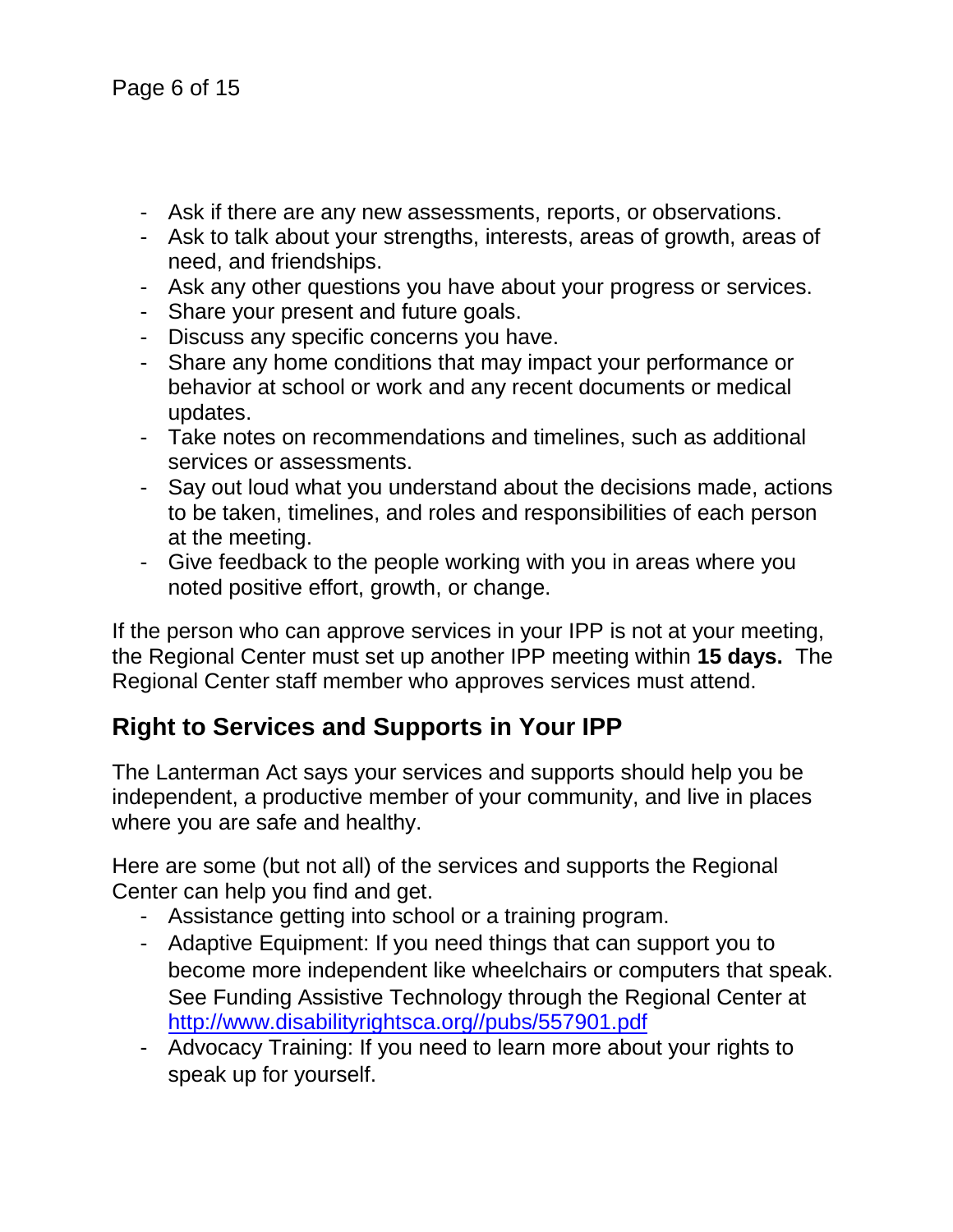- Ask if there are any new assessments, reports, or observations.
- Ask to talk about your strengths, interests, areas of growth, areas of need, and friendships.
- Ask any other questions you have about your progress or services.
- Share your present and future goals.
- Discuss any specific concerns you have.
- Share any home conditions that may impact your performance or behavior at school or work and any recent documents or medical updates.
- Take notes on recommendations and timelines, such as additional services or assessments.
- Say out loud what you understand about the decisions made, actions to be taken, timelines, and roles and responsibilities of each person at the meeting.
- Give feedback to the people working with you in areas where you noted positive effort, growth, or change.

If the person who can approve services in your IPP is not at your meeting, the Regional Center must set up another IPP meeting within **15 days.** The Regional Center staff member who approves services must attend.

## Right to Services and Supports in Your IPP

The Lanterman Act says your services and supports should help you be independent, a productive member of your community, and live in places where you are safe and healthy.

Here are some (but not all) of the services and supports the Regional Center can help you find and get.

- Assistance getting into school or a training program.
- Adaptive Equipment: If you need things that can support you to become more independent like wheelchairs or computers that speak. See Funding Assistive Technology through the Regional Center at [http://www.disabilityrightsca.org//pubs/557901.pdf](http://www.disabilityrightsca.org//pubs/557901.pdf)
- Advocacy Training: If you need to learn more about your rights to speak up for yourself.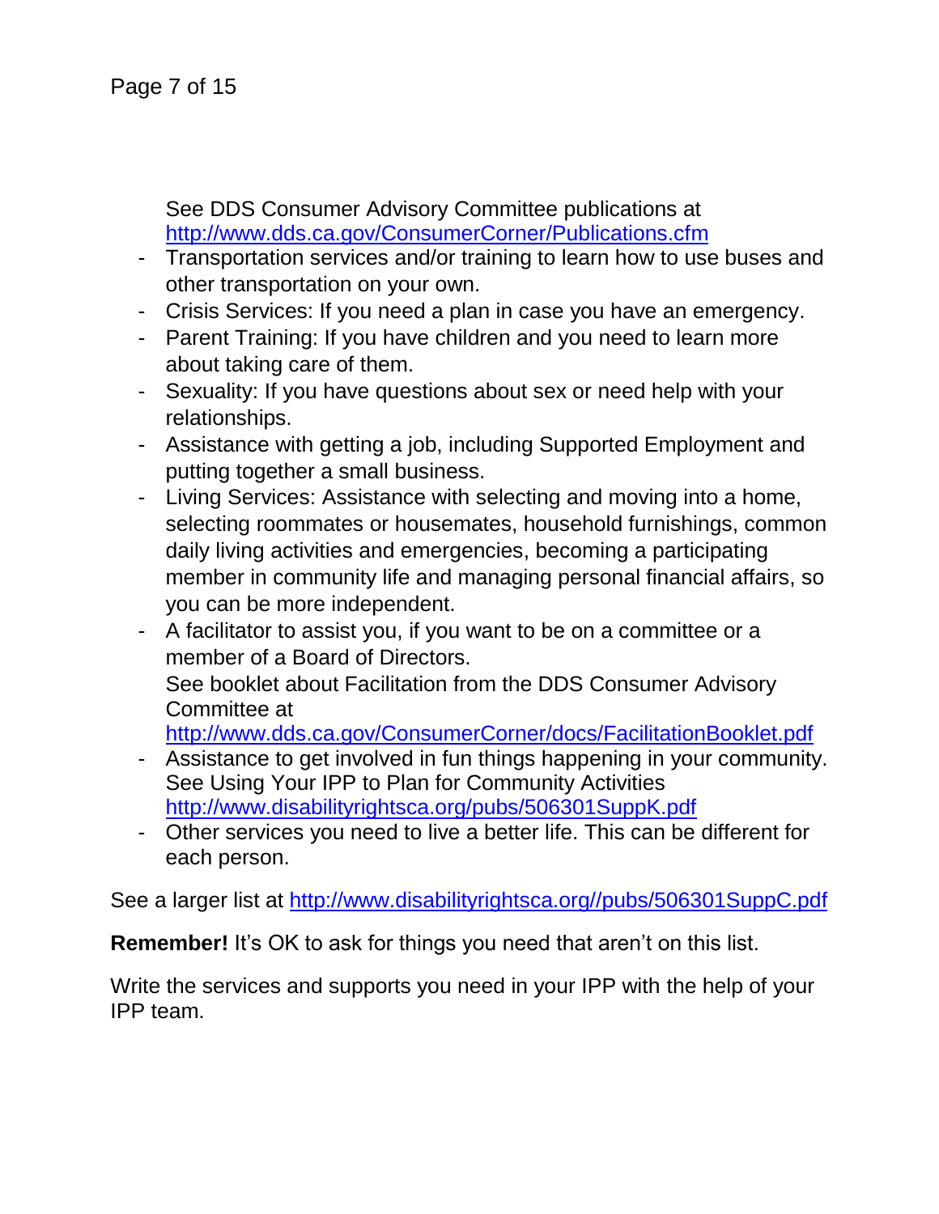See DDS Consumer Advisory Committee publications at http://www.dds.ca.gov/ConsumerCorner/Publications.cfm

- Transportation services and/or training to learn how to use buses and other transportation on your own.
- Crisis Services: If you need a plan in case you have an emergency.
- Parent Training: If you have children and you need to learn more about taking care of them.
- Sexuality: If you have questions about sex or need help with your relationships.
- Assistance with getting a job, including Supported Employment and putting together a small business.
- Living Services: Assistance with selecting and moving into a home, selecting roommates or housemates, household furnishings, common daily living activities and emergencies, becoming a participating member in community life and managing personal financial affairs, so you can be more independent.
- A facilitator to assist you, if you want to be on a committee or a member of a Board of Directors.
  See booklet about Facilitation from the DDS Consumer Advisory Committee at
  http://www.dds.ca.gov/ConsumerCorner/docs/FacilitationBooklet.pdf
- Assistance to get involved in fun things happening in your community. See Using Your IPP to Plan for Community Activities http://www.disabilityrightsca.org/pubs/506301SuppK.pdf
- Other services you need to live a better life. This can be different for each person.

See a larger list at http://www.disabilityrightsca.org//pubs/506301SuppC.pdf

**Remember!** It's OK to ask for things you need that aren't on this list.

Write the services and supports you need in your IPP with the help of your IPP team.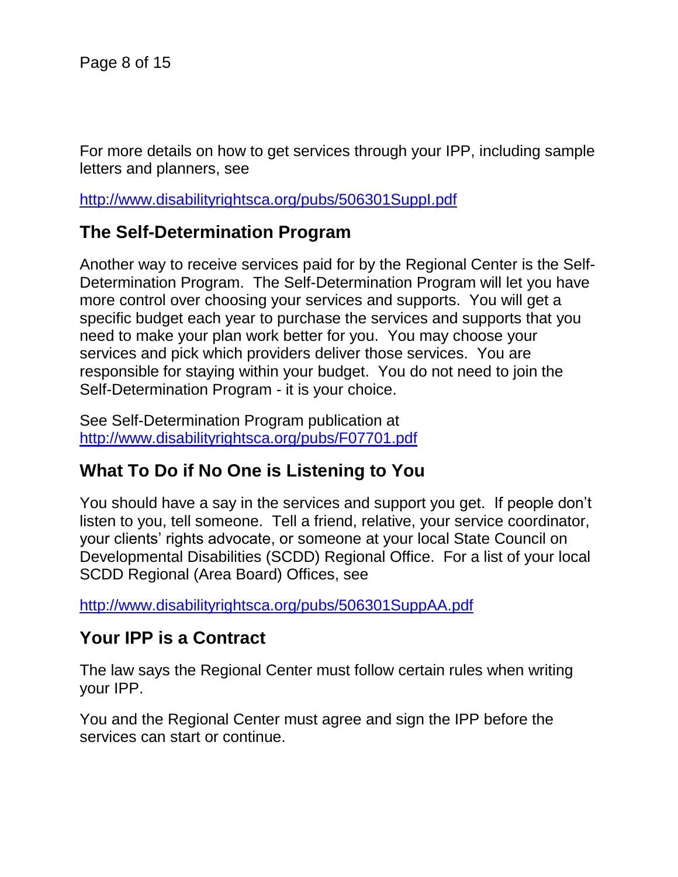For more details on how to get services through your IPP, including sample letters and planners, see

http://www.disabilityrightsca.org/pubs/506301SuppI.pdf

## The Self-Determination Program

Another way to receive services paid for by the Regional Center is the Self-Determination Program. The Self-Determination Program will let you have more control over choosing your services and supports. You will get a specific budget each year to purchase the services and supports that you need to make your plan work better for you. You may choose your services and pick which providers deliver those services. You are responsible for staying within your budget. You do not need to join the Self-Determination Program - it is your choice.

See Self-Determination Program publication at http://www.disabilityrightsca.org/pubs/F07701.pdf

## What To Do if No One is Listening to You

You should have a say in the services and support you get. If people don't listen to you, tell someone. Tell a friend, relative, your service coordinator, your clients' rights advocate, or someone at your local State Council on Developmental Disabilities (SCDD) Regional Office. For a list of your local SCDD Regional (Area Board) Offices, see

http://www.disabilityrightsca.org/pubs/506301SuppAA.pdf

## Your IPP is a Contract

The law says the Regional Center must follow certain rules when writing your IPP.

You and the Regional Center must agree and sign the IPP before the services can start or continue.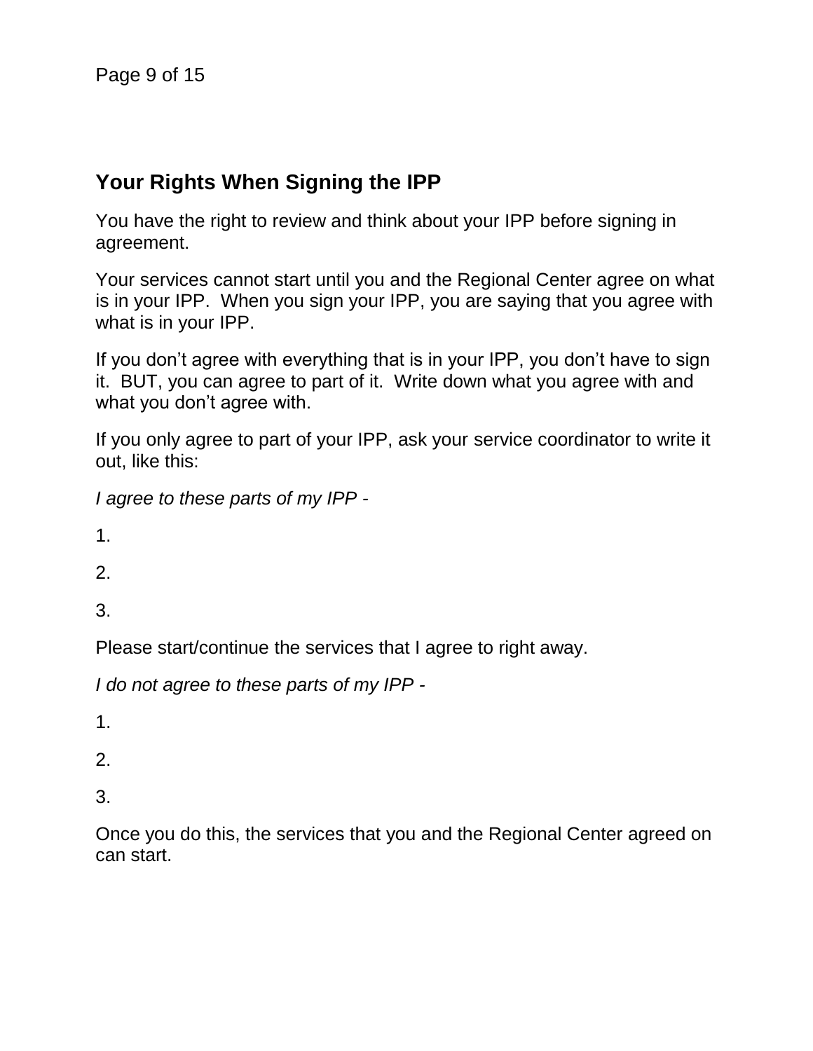## Your Rights When Signing the IPP

You have the right to review and think about your IPP before signing in agreement.

Your services cannot start until you and the Regional Center agree on what is in your IPP. When you sign your IPP, you are saying that you agree with what is in your IPP.

If you don't agree with everything that is in your IPP, you don't have to sign it. BUT, you can agree to part of it. Write down what you agree with and what you don't agree with.

If you only agree to part of your IPP, ask your service coordinator to write it out, like this:

*I agree to these parts of my IPP -*

1.

2.

3.

Please start/continue the services that I agree to right away.

*I do not agree to these parts of my IPP -*

1.

2.

3.

Once you do this, the services that you and the Regional Center agreed on can start.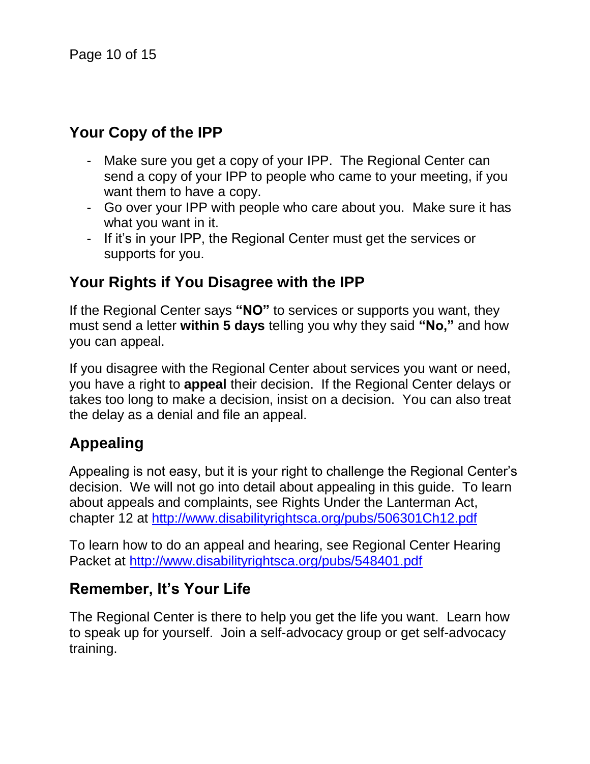## Your Copy of the IPP

- Make sure you get a copy of your IPP. The Regional Center can send a copy of your IPP to people who came to your meeting, if you want them to have a copy.
- Go over your IPP with people who care about you. Make sure it has what you want in it.
- If it's in your IPP, the Regional Center must get the services or supports for you.

## Your Rights if You Disagree with the IPP

If the Regional Center says **"NO"** to services or supports you want, they must send a letter **within 5 days** telling you why they said **"No,"** and how you can appeal.

If you disagree with the Regional Center about services you want or need, you have a right to **appeal** their decision. If the Regional Center delays or takes too long to make a decision, insist on a decision. You can also treat the delay as a denial and file an appeal.

## Appealing

Appealing is not easy, but it is your right to challenge the Regional Center's decision. We will not go into detail about appealing in this guide. To learn about appeals and complaints, see Rights Under the Lanterman Act, chapter 12 at http://www.disabilityrightsca.org/pubs/506301Ch12.pdf

To learn how to do an appeal and hearing, see Regional Center Hearing Packet at http://www.disabilityrightsca.org/pubs/548401.pdf

## Remember, It's Your Life

The Regional Center is there to help you get the life you want. Learn how to speak up for yourself. Join a self-advocacy group or get self-advocacy training.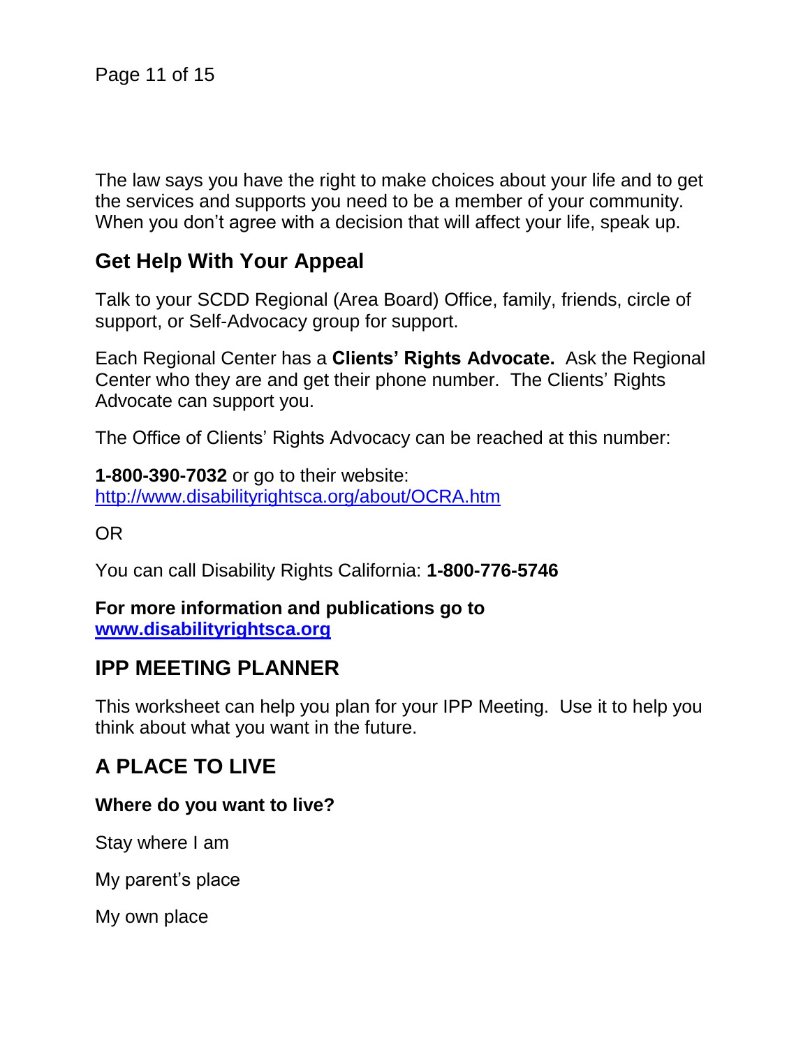The law says you have the right to make choices about your life and to get the services and supports you need to be a member of your community. When you don't agree with a decision that will affect your life, speak up.

## Get Help With Your Appeal

Talk to your SCDD Regional (Area Board) Office, family, friends, circle of support, or Self-Advocacy group for support.

Each Regional Center has a **Clients' Rights Advocate.** Ask the Regional Center who they are and get their phone number. The Clients' Rights Advocate can support you.

The Office of Clients' Rights Advocacy can be reached at this number:

**1-800-390-7032** or go to their website:
[http://www.disabilityrightsca.org/about/OCRA.htm](http://www.disabilityrightsca.org/about/OCRA.htm)

OR

You can call Disability Rights California: **1-800-776-5746**

**For more information and publications go to [www.disabilityrightsca.org](http://www.disabilityrightsca.org)**

## IPP MEETING PLANNER

This worksheet can help you plan for your IPP Meeting. Use it to help you think about what you want in the future.

## A PLACE TO LIVE

**Where do you want to live?**

Stay where I am

My parent's place

My own place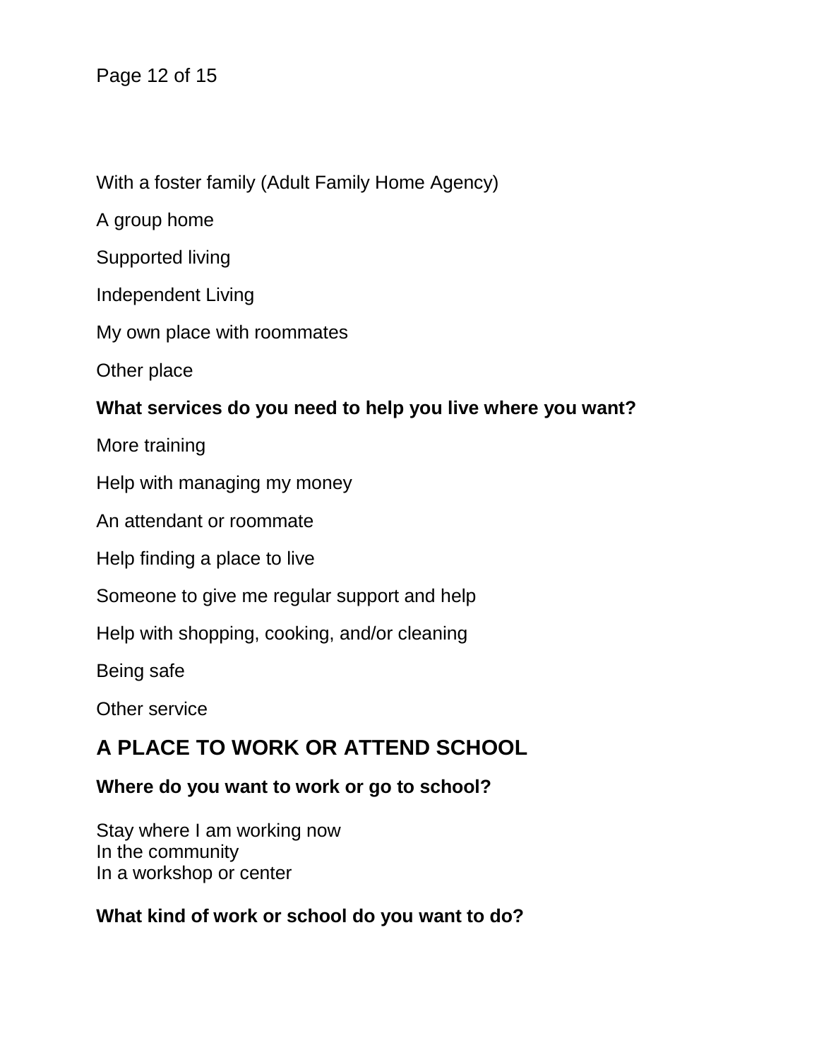With a foster family (Adult Family Home Agency)

A group home

Supported living

Independent Living

My own place with roommates

Other place

**What services do you need to help you live where you want?**

More training

Help with managing my money

An attendant or roommate

Help finding a place to live

Someone to give me regular support and help

Help with shopping, cooking, and/or cleaning

Being safe

Other service

## A PLACE TO WORK OR ATTEND SCHOOL

**Where do you want to work or go to school?**

Stay where I am working now
In the community
In a workshop or center

**What kind of work or school do you want to do?**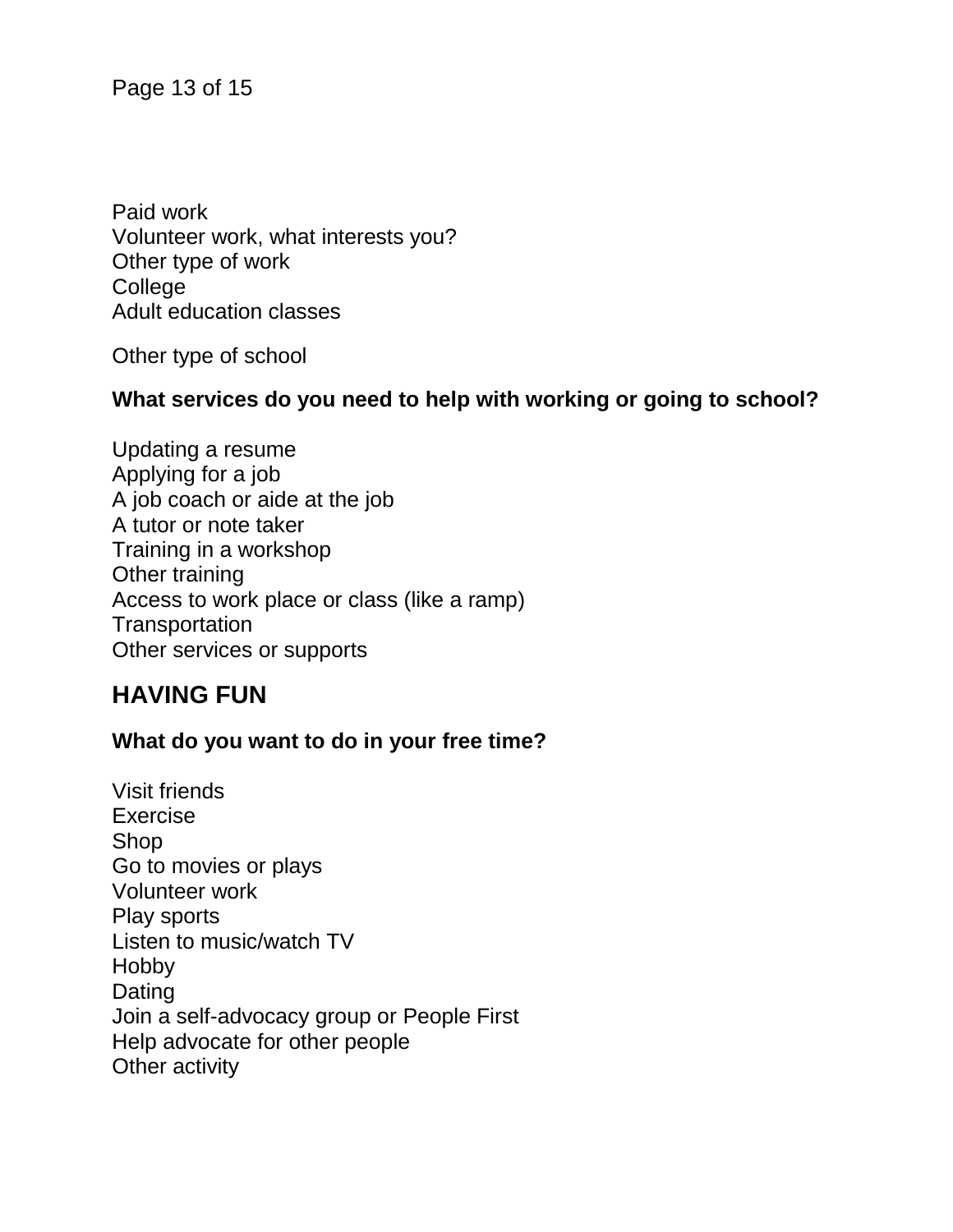Paid work
Volunteer work, what interests you?
Other type of work
College
Adult education classes

Other type of school

**What services do you need to help with working or going to school?**

Updating a resume
Applying for a job
A job coach or aide at the job
A tutor or note taker
Training in a workshop
Other training
Access to work place or class (like a ramp)
Transportation
Other services or supports

## HAVING FUN

**What do you want to do in your free time?**

Visit friends
Exercise
Shop
Go to movies or plays
Volunteer work
Play sports
Listen to music/watch TV
Hobby
Dating
Join a self-advocacy group or People First
Help advocate for other people
Other activity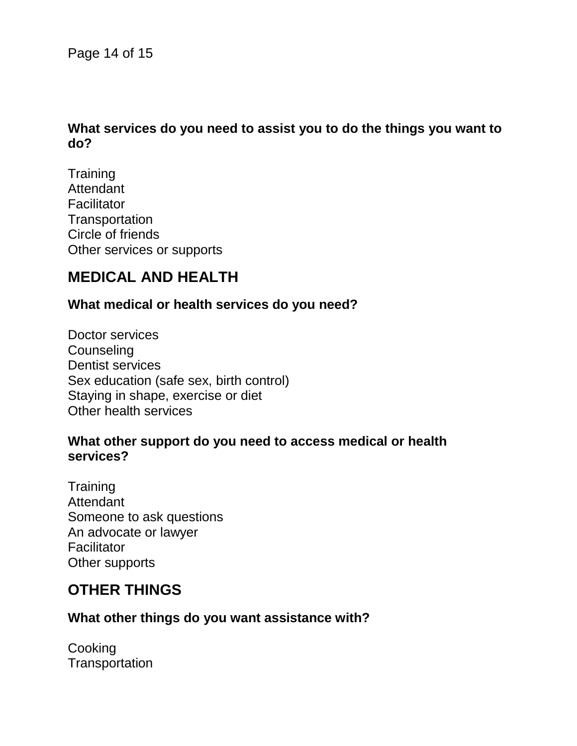**What services do you need to assist you to do the things you want to do?**

Training
Attendant
Facilitator
Transportation
Circle of friends
Other services or supports

## MEDICAL AND HEALTH

**What medical or health services do you need?**

Doctor services
Counseling
Dentist services
Sex education (safe sex, birth control)
Staying in shape, exercise or diet
Other health services

**What other support do you need to access medical or health services?**

Training
Attendant
Someone to ask questions
An advocate or lawyer
Facilitator
Other supports

## OTHER THINGS

**What other things do you want assistance with?**

Cooking
Transportation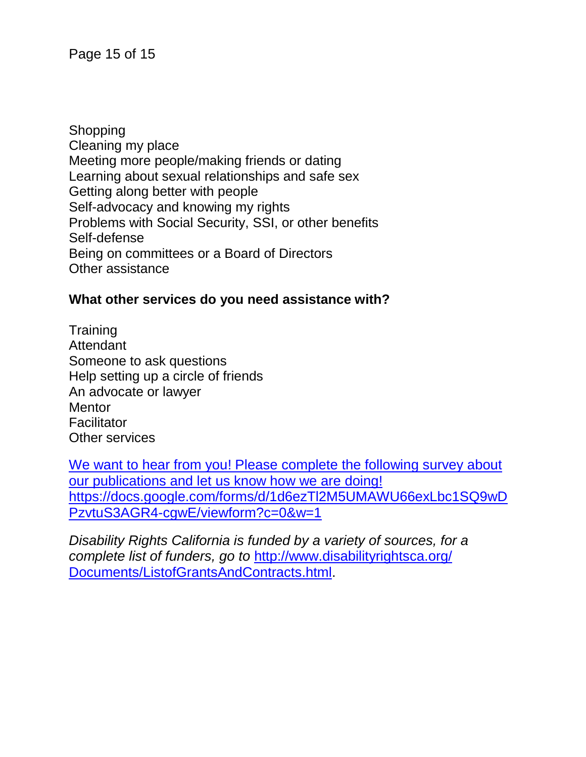Shopping
Cleaning my place
Meeting more people/making friends or dating
Learning about sexual relationships and safe sex
Getting along better with people
Self-advocacy and knowing my rights
Problems with Social Security, SSI, or other benefits
Self-defense
Being on committees or a Board of Directors
Other assistance

**What other services do you need assistance with?**

Training
Attendant
Someone to ask questions
Help setting up a circle of friends
An advocate or lawyer
Mentor
Facilitator
Other services

[We want to hear from you! Please complete the following survey about our publications and let us know how we are doing! https://docs.google.com/forms/d/1d6ezTl2M5UMAWU66exLbc1SQ9wDPzvtuS3AGR4-cgwE/viewform?c=0&w=1](https://docs.google.com/forms/d/1d6ezTl2M5UMAWU66exLbc1SQ9wDPzvtuS3AGR4-cgwE/viewform?c=0&w=1)

*Disability Rights California is funded by a variety of sources, for a complete list of funders, go to* [http://www.disabilityrightsca.org/Documents/ListofGrantsAndContracts.html](http://www.disabilityrightsca.org/Documents/ListofGrantsAndContracts.html).